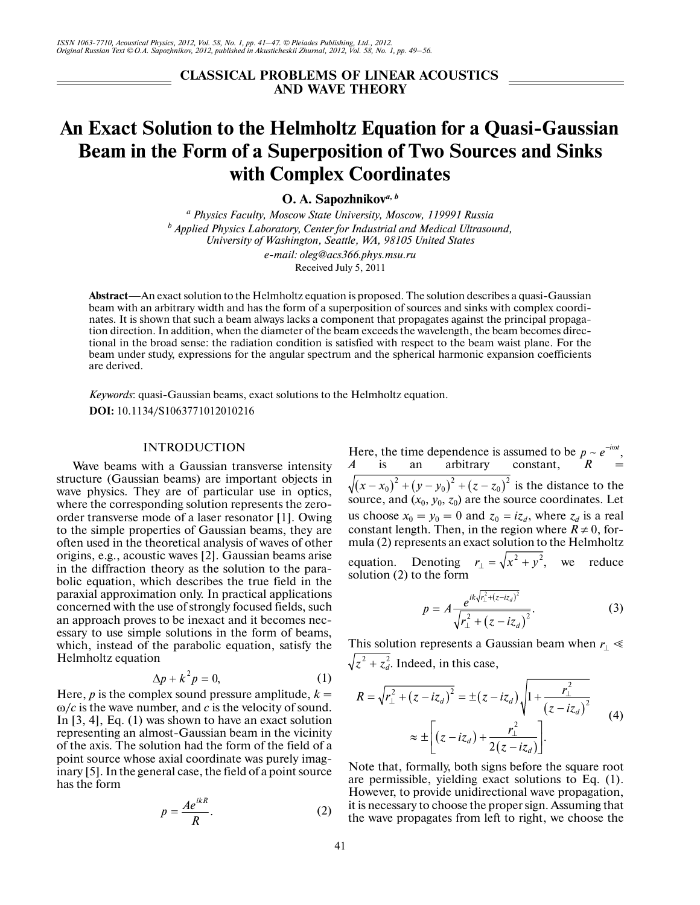## CLASSICAL PROBLEMS OF LINEAR ACOUSTICS AND WAVE THEORY

# An Exact Solution to the Helmholtz Equation for a Quasi-Gaussian Beam in the Form of a Superposition of Two Sources and Sinks with Complex Coordinates

**O. A. Sapozhnikov**[a, b]

[a] *Physics Faculty, Moscow State University, Moscow, 119991 Russia*
[b] *Applied Physics Laboratory, Center for Industrial and Medical Ultrasound, University of Washington, Seattle, WA, 98105 United States*
*e-mail: oleg@acs366.phys.msu.ru*
Received July 5, 2011

**Abstract**—An exact solution to the Helmholtz equation is proposed. The solution describes a quasi-Gaussian beam with an arbitrary width and has the form of a superposition of sources and sinks with complex coordinates. It is shown that such a beam always lacks a component that propagates against the principal propagation direction. In addition, when the diameter of the beam exceeds the wavelength, the beam becomes directional in the broad sense: the radiation condition is satisfied with respect to the beam waist plane. For the beam under study, expressions for the angular spectrum and the spherical harmonic expansion coefficients are derived.

*Keywords*: quasi-Gaussian beams, exact solutions to the Helmholtz equation.

**DOI:** 10.1134/S1063771012010216

## INTRODUCTION

Wave beams with a Gaussian transverse intensity structure (Gaussian beams) are important objects in wave physics. They are of particular use in optics, where the corresponding solution represents the zero-order transverse mode of a laser resonator [1]. Owing to the simple properties of Gaussian beams, they are often used in the theoretical analysis of waves of other origins, e.g., acoustic waves [2]. Gaussian beams arise in the diffraction theory as the solution to the parabolic equation, which describes the true field in the paraxial approximation only. In practical applications concerned with the use of strongly focused fields, such an approach proves to be inexact and it becomes necessary to use simple solutions in the form of beams, which, instead of the parabolic equation, satisfy the Helmholtz equation

$$\Delta p + k^2 p = 0, \tag{1}$$

Here, $p$ is the complex sound pressure amplitude, $k = \omega/c$ is the wave number, and $c$ is the velocity of sound. In [3, 4], Eq. (1) was shown to have an exact solution representing an almost-Gaussian beam in the vicinity of the axis. The solution had the form of the field of a point source whose axial coordinate was purely imaginary [5]. In the general case, the field of a point source has the form

$$p = \frac{Ae^{ikR}}{R}. \tag{2}$$

Here, the time dependence is assumed to be $p \sim e^{-i\omega t}$, $A$ is an arbitrary constant, $R = \sqrt{(x-x_0)^2 + (y-y_0)^2 + (z-z_0)^2}$ is the distance to the source, and $(x_0, y_0, z_0)$ are the source coordinates. Let us choose $x_0 = y_0 = 0$ and $z_0 = iz_d$, where $z_d$ is a real constant length. Then, in the region where $R \neq 0$, formula (2) represents an exact solution to the Helmholtz equation. Denoting $r_\perp = \sqrt{x^2 + y^2}$, we reduce solution (2) to the form

$$p = A\frac{e^{ik\sqrt{r_\perp^2 + (z - iz_d)^2}}}{\sqrt{r_\perp^2 + (z - iz_d)^2}}. \tag{3}$$

This solution represents a Gaussian beam when $r_\perp \ll \sqrt{z^2 + z_d^2}$. Indeed, in this case,

$$R = \sqrt{r_\perp^2 + (z - iz_d)^2} = \pm(z - iz_d)\sqrt{1 + \frac{r_\perp^2}{(z - iz_d)^2}} \approx \pm\left[(z - iz_d) + \frac{r_\perp^2}{2(z - iz_d)}\right]. \tag{4}$$

Note that, formally, both signs before the square root are permissible, yielding exact solutions to Eq. (1). However, to provide unidirectional wave propagation, it is necessary to choose the proper sign. Assuming that the wave propagates from left to right, we choose the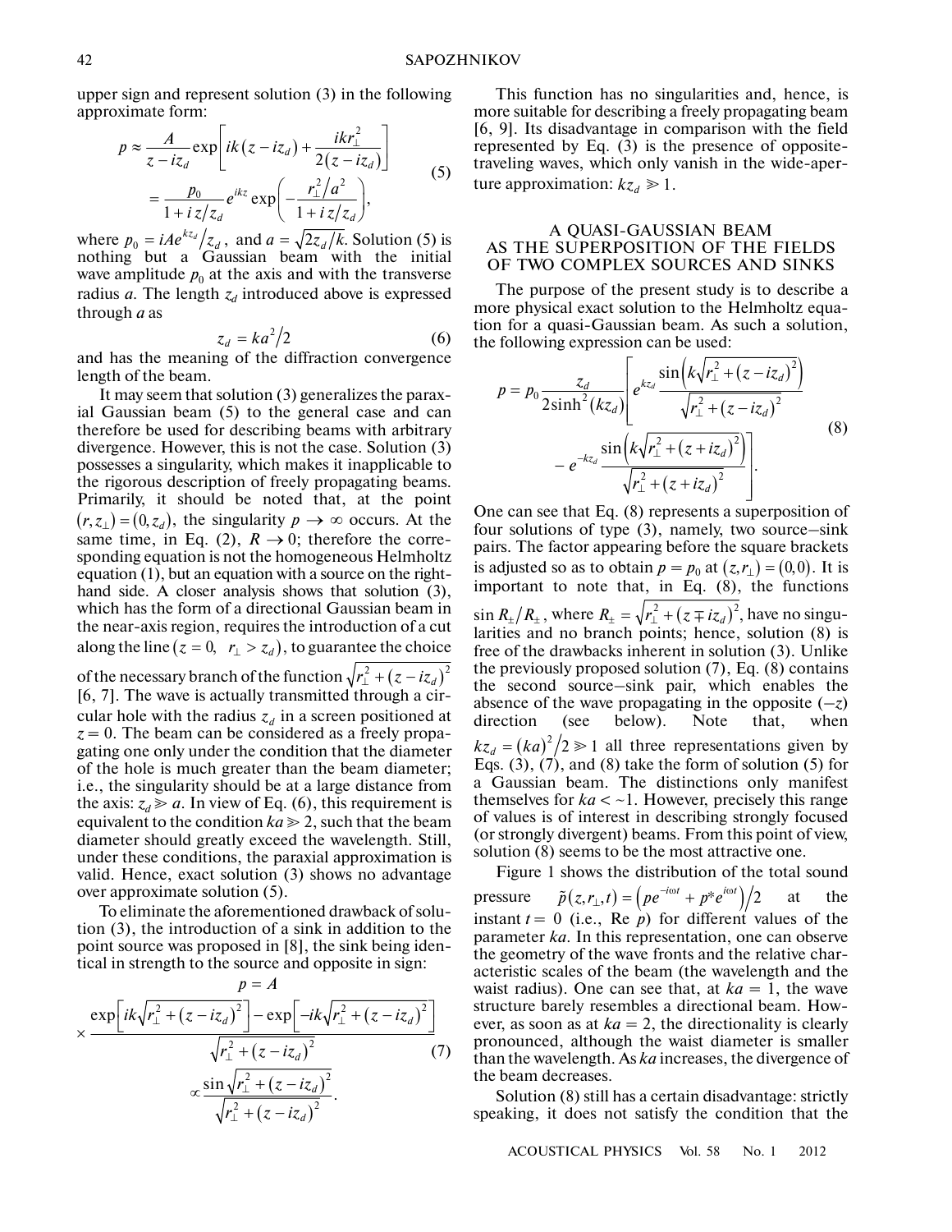upper sign and represent solution (3) in the following approximate form:

$$p \approx \frac{A}{z - iz_d}\exp\left[ik(z - iz_d) + \frac{ikr_\perp^2}{2(z - iz_d)}\right] = \frac{p_0}{1 + i\,z/z_d}e^{ikz}\exp\left(-\frac{r_\perp^2/a^2}{1 + i\,z/z_d}\right), \tag{5}$$

where $p_0 = iAe^{kz_d}/z_d$, and $a = \sqrt{2z_d/k}$. Solution (5) is nothing but a Gaussian beam with the initial wave amplitude $p_0$ at the axis and with the transverse radius $a$. The length $z_d$ introduced above is expressed through $a$ as

$$z_d = ka^2/2 \tag{6}$$

and has the meaning of the diffraction convergence length of the beam.

It may seem that solution (3) generalizes the paraxial Gaussian beam (5) to the general case and can therefore be used for describing beams with arbitrary divergence. However, this is not the case. Solution (3) possesses a singularity, which makes it inapplicable to the rigorous description of freely propagating beams. Primarily, it should be noted that, at the point $(r, z_\perp) = (0, z_d)$, the singularity $p \to \infty$ occurs. At the same time, in Eq. (2), $R \to 0$; therefore the corresponding equation is not the homogeneous Helmholtz equation (1), but an equation with a source on the right-hand side. A closer analysis shows that solution (3), which has the form of a directional Gaussian beam in the near-axis region, requires the introduction of a cut along the line $(z = 0,\ r_\perp > z_d)$, to guarantee the choice of the necessary branch of the function $\sqrt{r_\perp^2 + (z - iz_d)^2}$ [6, 7]. The wave is actually transmitted through a circular hole with the radius $z_d$ in a screen positioned at $z = 0$. The beam can be considered as a freely propagating one only under the condition that the diameter of the hole is much greater than the beam diameter; i.e., the singularity should be at a large distance from the axis: $z_d \gg a$. In view of Eq. (6), this requirement is equivalent to the condition $ka \gg 2$, such that the beam diameter should greatly exceed the wavelength. Still, under these conditions, the paraxial approximation is valid. Hence, exact solution (3) shows no advantage over approximate solution (5).

To eliminate the aforementioned drawback of solution (3), the introduction of a sink in addition to the point source was proposed in [8], the sink being identical in strength to the source and opposite in sign:

$$p = A\times\frac{\exp\left[ik\sqrt{r_\perp^2 + (z - iz_d)^2}\right] - \exp\left[-ik\sqrt{r_\perp^2 + (z - iz_d)^2}\right]}{\sqrt{r_\perp^2 + (z - iz_d)^2}} \propto \frac{\sin\sqrt{r_\perp^2 + (z - iz_d)^2}}{\sqrt{r_\perp^2 + (z - iz_d)^2}}. \tag{7}$$

This function has no singularities and, hence, is more suitable for describing a freely propagating beam [6, 9]. Its disadvantage in comparison with the field represented by Eq. (3) is the presence of opposite-traveling waves, which only vanish in the wide-aperture approximation: $kz_d \gg 1$.

## A QUASI-GAUSSIAN BEAM AS THE SUPERPOSITION OF THE FIELDS OF TWO COMPLEX SOURCES AND SINKS

The purpose of the present study is to describe a more physical exact solution to the Helmholtz equation for a quasi-Gaussian beam. As such a solution, the following expression can be used:

$$p = p_0\frac{z_d}{2\sinh^2(kz_d)}\left[e^{kz_d}\frac{\sin\left(k\sqrt{r_\perp^2 + (z - iz_d)^2}\right)}{\sqrt{r_\perp^2 + (z - iz_d)^2}} - e^{-kz_d}\frac{\sin\left(k\sqrt{r_\perp^2 + (z + iz_d)^2}\right)}{\sqrt{r_\perp^2 + (z + iz_d)^2}}\right]. \tag{8}$$

One can see that Eq. (8) represents a superposition of four solutions of type (3), namely, two source–sink pairs. The factor appearing before the square brackets is adjusted so as to obtain $p = p_0$ at $(z, r_\perp) = (0, 0)$. It is important to note that, in Eq. (8), the functions $\sin R_\pm/R_\pm$, where $R_\pm = \sqrt{r_\perp^2 + (z \mp iz_d)^2}$, have no singularities and no branch points; hence, solution (8) is free of the drawbacks inherent in solution (3). Unlike the previously proposed solution (7), Eq. (8) contains the second source–sink pair, which enables the absence of the wave propagating in the opposite $(-z)$ direction (see below). Note that, when $kz_d = (ka)^2/2 \gg 1$ all three representations given by Eqs. (3), (7), and (8) take the form of solution (5) for a Gaussian beam. The distinctions only manifest themselves for $ka < \sim 1$. However, precisely this range of values is of interest in describing strongly focused (or strongly divergent) beams. From this point of view, solution (8) seems to be the most attractive one.

Figure 1 shows the distribution of the total sound pressure $\tilde{p}(z, r_\perp, t) = \left(pe^{-i\omega t} + p^* e^{i\omega t}\right)/2$ at the instant $t = 0$ (i.e., Re $p$) for different values of the parameter $ka$. In this representation, one can observe the geometry of the wave fronts and the relative characteristic scales of the beam (the wavelength and the waist radius). One can see that, at $ka = 1$, the wave structure barely resembles a directional beam. However, as soon as at $ka = 2$, the directionality is clearly pronounced, although the waist diameter is smaller than the wavelength. As $ka$ increases, the divergence of the beam decreases.

Solution (8) still has a certain disadvantage: strictly speaking, it does not satisfy the condition that the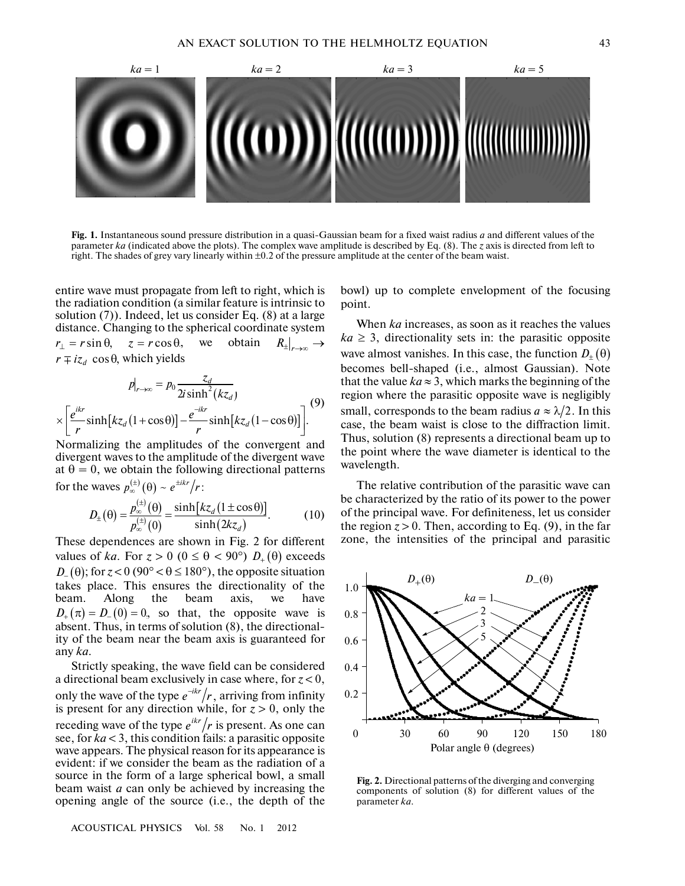**Fig. 1.** Instantaneous sound pressure distribution in a quasi-Gaussian beam for a fixed waist radius $a$ and different values of the parameter $ka$ (indicated above the plots). The complex wave amplitude is described by Eq. (8). The $z$ axis is directed from left to right. The shades of grey vary linearly within ±0.2 of the pressure amplitude at the center of the beam waist.

entire wave must propagate from left to right, which is the radiation condition (a similar feature is intrinsic to solution (7)). Indeed, let us consider Eq. (8) at a large distance. Changing to the spherical coordinate system $r_\perp = r\sin\theta$, $z = r\cos\theta$, we obtain $R_\pm|_{r\to\infty} \to r \mp iz_d \cos\theta$, which yields

$$p|_{r\to\infty} = p_0 \frac{z_d}{2i\sinh^2(kz_d)} \times \left[\frac{e^{ikr}}{r}\sinh[kz_d(1+\cos\theta)] - \frac{e^{-ikr}}{r}\sinh[kz_d(1-\cos\theta)]\right]. \quad (9)$$

Normalizing the amplitudes of the convergent and divergent waves to the amplitude of the divergent wave at $\theta = 0$, we obtain the following directional patterns for the waves $p_\infty^{(\pm)}(\theta) \sim e^{\pm ikr}/r$:

$$D_\pm(\theta) = \frac{p_\infty^{(\pm)}(\theta)}{p_\infty^{(\pm)}(0)} = \frac{\sinh[kz_d(1\pm\cos\theta)]}{\sinh(2kz_d)}. \quad (10)$$

These dependences are shown in Fig. 2 for different values of $ka$. For $z > 0$ ($0 \le \theta < 90°$) $D_+(\theta)$ exceeds $D_-(\theta)$; for $z < 0$ ($90° < \theta \le 180°$), the opposite situation takes place. This ensures the directionality of the beam. Along the beam axis, we have $D_+(\pi) = D_-(0) = 0$, so that, the opposite wave is absent. Thus, in terms of solution (8), the directionality of the beam near the beam axis is guaranteed for any $ka$.

Strictly speaking, the wave field can be considered a directional beam exclusively in case where, for $z < 0$, only the wave of the type $e^{-ikr}/r$, arriving from infinity is present for any direction while, for $z > 0$, only the receding wave of the type $e^{ikr}/r$ is present. As one can see, for $ka < 3$, this condition fails: a parasitic opposite wave appears. The physical reason for its appearance is evident: if we consider the beam as the radiation of a source in the form of a large spherical bowl, a small beam waist $a$ can only be achieved by increasing the opening angle of the source (i.e., the depth of the bowl) up to complete envelopment of the focusing point.

When $ka$ increases, as soon as it reaches the values $ka \ge 3$, directionality sets in: the parasitic opposite wave almost vanishes. In this case, the function $D_\pm(\theta)$ becomes bell-shaped (i.e., almost Gaussian). Note that the value $ka \approx 3$, which marks the beginning of the region where the parasitic opposite wave is negligibly small, corresponds to the beam radius $a \approx \lambda/2$. In this case, the beam waist is close to the diffraction limit. Thus, solution (8) represents a directional beam up to the point where the wave diameter is identical to the wavelength.

The relative contribution of the parasitic wave can be characterized by the ratio of its power to the power of the principal wave. For definiteness, let us consider the region $z > 0$. Then, according to Eq. (9), in the far zone, the intensities of the principal and parasitic

**Fig. 2.** Directional patterns of the diverging and converging components of solution (8) for different values of the parameter $ka$.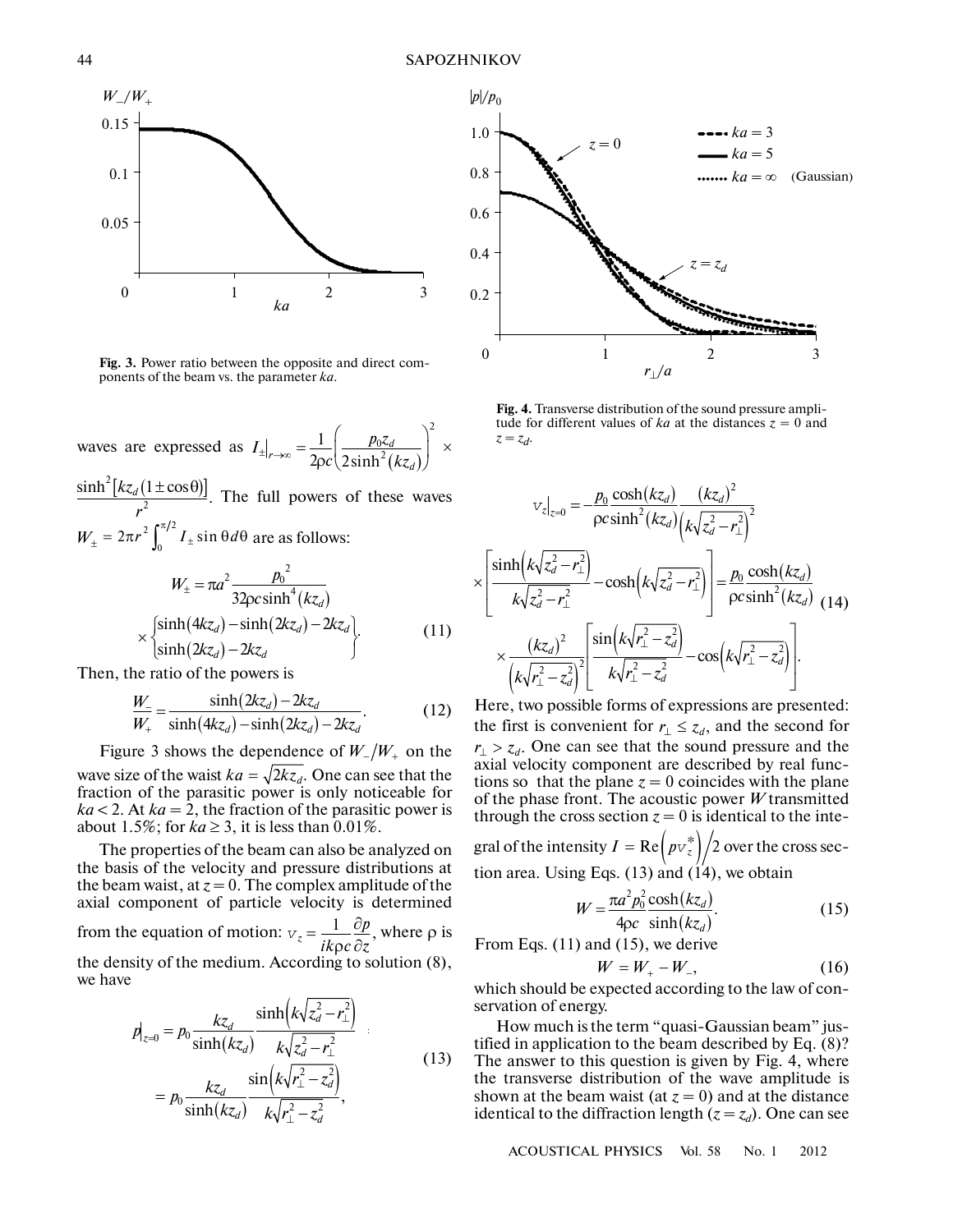Fig. 3. Power ratio between the opposite and direct components of the beam vs. the parameter $ka$.

Fig. 4. Transverse distribution of the sound pressure amplitude for different values of $ka$ at the distances $z = 0$ and $z = z_d$.

waves are expressed as $I_{\pm}\big|_{r\to\infty} = \dfrac{1}{2\rho c}\left(\dfrac{p_0 z_d}{2\sinh^2(kz_d)}\right)^2 \times \dfrac{\sinh^2[kz_d(1\pm\cos\theta)]}{r^2}$. The full powers of these waves $W_{\pm} = 2\pi r^2\int_0^{\pi/2} I_{\pm}\sin\theta d\theta$ are as follows:

$$W_{\pm} = \pi a^2 \frac{p_0^2}{32\rho c\sinh^4(kz_d)} \times \begin{Bmatrix}\sinh(4kz_d)-\sinh(2kz_d)-2kz_d\\ \sinh(2kz_d)-2kz_d\end{Bmatrix}. \tag{11}$$

Then, the ratio of the powers is

$$\frac{W_-}{W_+} = \frac{\sinh(2kz_d)-2kz_d}{\sinh(4kz_d)-\sinh(2kz_d)-2kz_d}. \tag{12}$$

Figure 3 shows the dependence of $W_-/W_+$ on the wave size of the waist $ka = \sqrt{2kz_d}$. One can see that the fraction of the parasitic power is only noticeable for $ka < 2$. At $ka = 2$, the fraction of the parasitic power is about 1.5%; for $ka \geq 3$, it is less than 0.01%.

The properties of the beam can also be analyzed on the basis of the velocity and pressure distributions at the beam waist, at $z = 0$. The complex amplitude of the axial component of particle velocity is determined from the equation of motion: $v_z = \dfrac{1}{ik\rho c}\dfrac{\partial p}{\partial z}$, where $\rho$ is the density of the medium. According to solution (8), we have

$$p\big|_{z=0} = p_0\frac{kz_d}{\sinh(kz_d)}\frac{\sinh\left(k\sqrt{z_d^2-r_\perp^2}\right)}{k\sqrt{z_d^2-r_\perp^2}} = p_0\frac{kz_d}{\sinh(kz_d)}\frac{\sin\left(k\sqrt{r_\perp^2-z_d^2}\right)}{k\sqrt{r_\perp^2-z_d^2}}, \tag{13}$$

$$v_z\big|_{z=0} = -\frac{p_0\cosh(kz_d)}{\rho c\sinh^2(kz_d)}\frac{(kz_d)^2}{\left(k\sqrt{z_d^2-r_\perp^2}\right)^2} \times\left[\frac{\sinh\left(k\sqrt{z_d^2-r_\perp^2}\right)}{k\sqrt{z_d^2-r_\perp^2}} - \cosh\left(k\sqrt{z_d^2-r_\perp^2}\right)\right] = \frac{p_0\cosh(kz_d)}{\rho c\sinh^2(kz_d)} \times\frac{(kz_d)^2}{\left(k\sqrt{r_\perp^2-z_d^2}\right)^2}\left[\frac{\sin\left(k\sqrt{r_\perp^2-z_d^2}\right)}{k\sqrt{r_\perp^2-z_d^2}} - \cos\left(k\sqrt{r_\perp^2-z_d^2}\right)\right]. \tag{14}$$

Here, two possible forms of expressions are presented: the first is convenient for $r_\perp \leq z_d$, and the second for $r_\perp > z_d$. One can see that the sound pressure and the axial velocity component are described by real functions so that the plane $z = 0$ coincides with the plane of the phase front. The acoustic power $W$ transmitted through the cross section $z = 0$ is identical to the integral of the intensity $I = \mathrm{Re}\left(pv_z^*\right)/2$ over the cross section area. Using Eqs. (13) and (14), we obtain

$$W = \frac{\pi a^2 p_0^2}{4\rho c}\frac{\cosh(kz_d)}{\sinh(kz_d)}. \tag{15}$$

From Eqs. (11) and (15), we derive

$$W = W_+ - W_-, \tag{16}$$

which should be expected according to the law of conservation of energy.

How much is the term "quasi-Gaussian beam" justified in application to the beam described by Eq. (8)? The answer to this question is given by Fig. 4, where the transverse distribution of the wave amplitude is shown at the beam waist (at $z = 0$) and at the distance identical to the diffraction length ($z = z_d$). One can see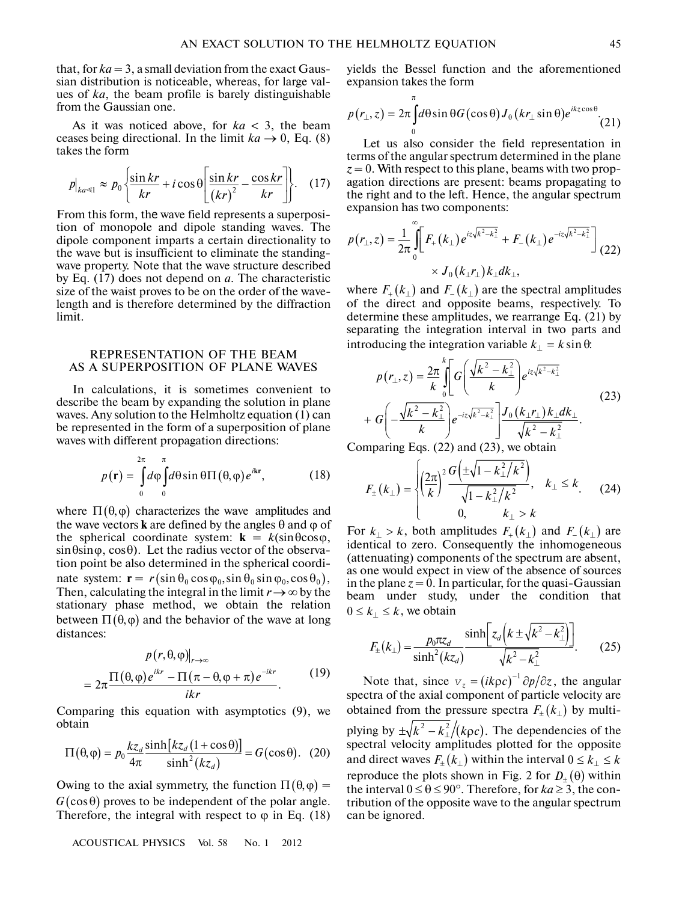that, for $ka = 3$, a small deviation from the exact Gaussian distribution is noticeable, whereas, for large values of $ka$, the beam profile is barely distinguishable from the Gaussian one.

As it was noticed above, for $ka < 3$, the beam ceases being directional. In the limit $ka \to 0$, Eq. (8) takes the form

$$p\big|_{ka \ll 1} \approx p_0 \left\{ \frac{\sin kr}{kr} + i\cos\theta \left[ \frac{\sin kr}{(kr)^2} - \frac{\cos kr}{kr} \right] \right\}. \quad (17)$$

From this form, the wave field represents a superposition of monopole and dipole standing waves. The dipole component imparts a certain directionality to the wave but is insufficient to eliminate the standing-wave property. Note that the wave structure described by Eq. (17) does not depend on $a$. The characteristic size of the waist proves to be on the order of the wavelength and is therefore determined by the diffraction limit.

## REPRESENTATION OF THE BEAM AS A SUPERPOSITION OF PLANE WAVES

In calculations, it is sometimes convenient to describe the beam by expanding the solution in plane waves. Any solution to the Helmholtz equation (1) can be represented in the form of a superposition of plane waves with different propagation directions:

$$p(\mathbf{r}) = \int_0^{2\pi} d\varphi \int_0^{\pi} d\theta \sin\theta \, \Pi(\theta, \varphi) e^{i\mathbf{kr}}, \quad (18)$$

where $\Pi(\theta, \varphi)$ characterizes the wave amplitudes and the wave vectors $\mathbf{k}$ are defined by the angles $\theta$ and $\varphi$ of the spherical coordinate system: $\mathbf{k} = k(\sin\theta\cos\varphi, \sin\theta\sin\varphi, \cos\theta)$. Let the radius vector of the observation point be also determined in the spherical coordinate system: $\mathbf{r} = r(\sin\theta_0\cos\varphi_0, \sin\theta_0\sin\varphi_0, \cos\theta_0)$, Then, calculating the integral in the limit $r \to \infty$ by the stationary phase method, we obtain the relation between $\Pi(\theta, \varphi)$ and the behavior of the wave at long distances:

$$p(r, \theta, \varphi)\big|_{r \to \infty} = 2\pi \frac{\Pi(\theta, \varphi) e^{ikr} - \Pi(\pi - \theta, \varphi + \pi) e^{-ikr}}{ikr}. \quad (19)$$

Comparing this equation with asymptotics (9), we obtain

$$\Pi(\theta, \varphi) = p_0 \frac{kz_d}{4\pi} \frac{\sinh[kz_d(1 + \cos\theta)]}{\sinh^2(kz_d)} = G(\cos\theta). \quad (20)$$

Owing to the axial symmetry, the function $\Pi(\theta, \varphi) = G(\cos\theta)$ proves to be independent of the polar angle. Therefore, the integral with respect to $\varphi$ in Eq. (18) yields the Bessel function and the aforementioned expansion takes the form

$$p(r_\perp, z) = 2\pi \int_0^{\pi} d\theta \sin\theta G(\cos\theta) J_0(kr_\perp \sin\theta) e^{ikz\cos\theta}. \quad (21)$$

Let us also consider the field representation in terms of the angular spectrum determined in the plane $z = 0$. With respect to this plane, beams with two propagation directions are present: beams propagating to the right and to the left. Hence, the angular spectrum expansion has two components:

$$p(r_\perp, z) = \frac{1}{2\pi} \int_0^{\infty} \left[ F_+(k_\perp) e^{iz\sqrt{k^2 - k_\perp^2}} + F_-(k_\perp) e^{-iz\sqrt{k^2 - k_\perp^2}} \right] \times J_0(k_\perp r_\perp) k_\perp dk_\perp, \quad (22)$$

where $F_+(k_\perp)$ and $F_-(k_\perp)$ are the spectral amplitudes of the direct and opposite beams, respectively. To determine these amplitudes, we rearrange Eq. (21) by separating the integration interval in two parts and introducing the integration variable $k_\perp = k\sin\theta$:

$$p(r_\perp, z) = \frac{2\pi}{k} \int_0^{k} \left[ G\left( \frac{\sqrt{k^2 - k_\perp^2}}{k} \right) e^{iz\sqrt{k^2 - k_\perp^2}} + G\left( -\frac{\sqrt{k^2 - k_\perp^2}}{k} \right) e^{-iz\sqrt{k^2 - k_\perp^2}} \right] \frac{J_0(k_\perp r_\perp) k_\perp dk_\perp}{\sqrt{k^2 - k_\perp^2}}. \quad (23)$$

Comparing Eqs. (22) and (23), we obtain

$$F_\pm(k_\perp) = \begin{cases} \left( \dfrac{2\pi}{k} \right)^2 \dfrac{G\left( \pm\sqrt{1 - k_\perp^2/k^2} \right)}{\sqrt{1 - k_\perp^2/k^2}}, & k_\perp \le k \\ 0, & k_\perp > k \end{cases}. \quad (24)$$

For $k_\perp > k$, both amplitudes $F_+(k_\perp)$ and $F_-(k_\perp)$ are identical to zero. Consequently the inhomogeneous (attenuating) components of the spectrum are absent, as one would expect in view of the absence of sources in the plane $z = 0$. In particular, for the quasi-Gaussian beam under study, under the condition that $0 \le k_\perp \le k$, we obtain

$$F_\pm(k_\perp) = \frac{p_0 \pi z_d}{\sinh^2(kz_d)} \frac{\sinh\left[ z_d\left( k \pm \sqrt{k^2 - k_\perp^2} \right) \right]}{\sqrt{k^2 - k_\perp^2}}. \quad (25)$$

Note that, since $v_z = (ik\rho c)^{-1} \partial p / \partial z$, the angular spectra of the axial component of particle velocity are obtained from the pressure spectra $F_\pm(k_\perp)$ by multiplying by $\pm\sqrt{k^2 - k_\perp^2}/(k\rho c)$. The dependencies of the spectral velocity amplitudes plotted for the opposite and direct waves $F_\pm(k_\perp)$ within the interval $0 \le k_\perp \le k$ reproduce the plots shown in Fig. 2 for $D_\pm(\theta)$ within the interval $0 \le \theta \le 90°$. Therefore, for $ka \ge 3$, the contribution of the opposite wave to the angular spectrum can be ignored.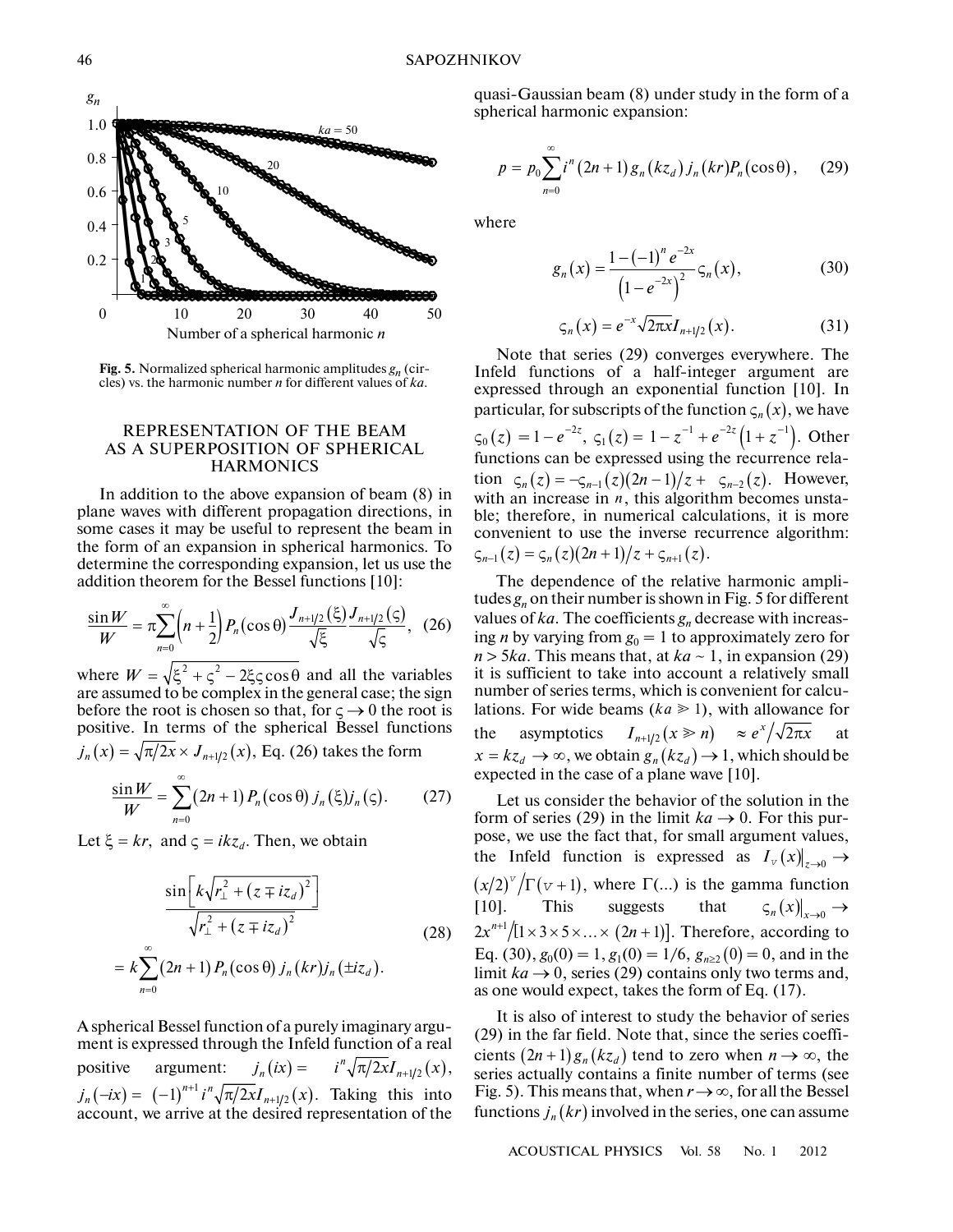Fig. 5. Normalized spherical harmonic amplitudes $g_n$ (circles) vs. the harmonic number $n$ for different values of $ka$.

## REPRESENTATION OF THE BEAM AS A SUPERPOSITION OF SPHERICAL HARMONICS

In addition to the above expansion of beam (8) in plane waves with different propagation directions, in some cases it may be useful to represent the beam in the form of an expansion in spherical harmonics. To determine the corresponding expansion, let us use the addition theorem for the Bessel functions [10]:

$$\frac{\sin W}{W} = \pi \sum_{n=0}^{\infty} \left(n + \frac{1}{2}\right) P_n(\cos\theta) \frac{J_{n+1/2}(\xi)}{\sqrt{\xi}} \frac{J_{n+1/2}(\varsigma)}{\sqrt{\varsigma}}, \quad (26)$$

where $W = \sqrt{\xi^2 + \varsigma^2 - 2\xi\varsigma\cos\theta}$ and all the variables are assumed to be complex in the general case; the sign before the root is chosen so that, for $\varsigma \to 0$ the root is positive. In terms of the spherical Bessel functions $j_n(x) = \sqrt{\pi/2x} \times J_{n+1/2}(x)$, Eq. (26) takes the form

$$\frac{\sin W}{W} = \sum_{n=0}^{\infty} (2n+1) P_n(\cos\theta)\, j_n(\xi) j_n(\varsigma). \quad (27)$$

Let $\xi = kr$, and $\varsigma = ikz_d$. Then, we obtain

$$\frac{\sin\left[k\sqrt{r_\perp^2 + (z \mp iz_d)^2}\right]}{\sqrt{r_\perp^2 + (z \mp iz_d)^2}} = k\sum_{n=0}^{\infty} (2n+1) P_n(\cos\theta)\, j_n(kr) j_n(\pm iz_d). \quad (28)$$

A spherical Bessel function of a purely imaginary argument is expressed through the Infeld function of a real positive argument: $j_n(ix) = i^n \sqrt{\pi/2x} I_{n+1/2}(x)$, $j_n(-ix) = (-1)^{n+1} i^n \sqrt{\pi/2x} I_{n+1/2}(x)$. Taking this into account, we arrive at the desired representation of the quasi-Gaussian beam (8) under study in the form of a spherical harmonic expansion:

$$p = p_0 \sum_{n=0}^{\infty} i^n (2n+1) g_n(kz_d)\, j_n(kr) P_n(\cos\theta), \quad (29)$$

where

$$g_n(x) = \frac{1 - (-1)^n e^{-2x}}{\left(1 - e^{-2x}\right)^2} \varsigma_n(x), \quad (30)$$

$$\varsigma_n(x) = e^{-x}\sqrt{2\pi x} I_{n+1/2}(x). \quad (31)$$

Note that series (29) converges everywhere. The Infeld functions of a half-integer argument are expressed through an exponential function [10]. In particular, for subscripts of the function $\varsigma_n(x)$, we have $\varsigma_0(z) = 1 - e^{-2z}$, $\varsigma_1(z) = 1 - z^{-1} + e^{-2z}\left(1 + z^{-1}\right)$. Other functions can be expressed using the recurrence relation $\varsigma_n(z) = -\varsigma_{n-1}(z)(2n-1)/z + \varsigma_{n-2}(z)$. However, with an increase in $n$, this algorithm becomes unstable; therefore, in numerical calculations, it is more convenient to use the inverse recurrence algorithm: $\varsigma_{n-1}(z) = \varsigma_n(z)(2n+1)/z + \varsigma_{n+1}(z)$.

The dependence of the relative harmonic amplitudes $g_n$ on their number is shown in Fig. 5 for different values of $ka$. The coefficients $g_n$ decrease with increasing $n$ by varying from $g_0 = 1$ to approximately zero for $n > 5ka$. This means that, at $ka \sim 1$, in expansion (29) it is sufficient to take into account a relatively small number of series terms, which is convenient for calculations. For wide beams ($ka \gg 1$), with allowance for the asymptotics $I_{n+1/2}(x \gg n) \approx e^x/\sqrt{2\pi x}$ at $x = kz_d \to \infty$, we obtain $g_n(kz_d) \to 1$, which should be expected in the case of a plane wave [10].

Let us consider the behavior of the solution in the form of series (29) in the limit $ka \to 0$. For this purpose, we use the fact that, for small argument values, the Infeld function is expressed as $I_\nu(x)\big|_{z\to 0} \to (x/2)^\nu / \Gamma(\nu + 1)$, where $\Gamma(\ldots)$ is the gamma function [10]. This suggests that $\varsigma_n(x)\big|_{x\to 0} \to 2x^{n+1}/[1 \times 3 \times 5 \times \ldots \times (2n+1)]$. Therefore, according to Eq. (30), $g_0(0) = 1$, $g_1(0) = 1/6$, $g_{n\geq 2}(0) = 0$, and in the limit $ka \to 0$, series (29) contains only two terms and, as one would expect, takes the form of Eq. (17).

It is also of interest to study the behavior of series (29) in the far field. Note that, since the series coefficients $(2n+1)g_n(kz_d)$ tend to zero when $n \to \infty$, the series actually contains a finite number of terms (see Fig. 5). This means that, when $r \to \infty$, for all the Bessel functions $j_n(kr)$ involved in the series, one can assume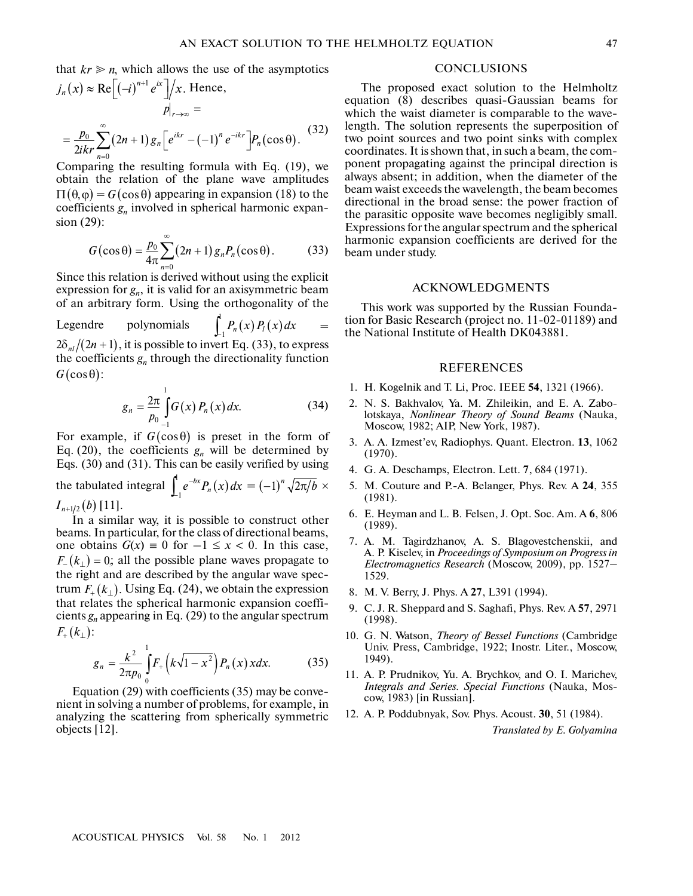that $kr \gg n$, which allows the use of the asymptotics $j_n(x) \approx \mathrm{Re}\left[(-i)^{n+1} e^{ix}\right]/x$. Hence,

$$p\big|_{r\to\infty} = \\ = \frac{p_0}{2ikr}\sum_{n=0}^{\infty}(2n+1)\,g_n\left[e^{ikr} - (-1)^n e^{-ikr}\right]P_n(\cos\theta). \tag{32}$$

Comparing the resulting formula with Eq. (19), we obtain the relation of the plane wave amplitudes $\Pi(\theta,\varphi) = G(\cos\theta)$ appearing in expansion (18) to the coefficients $g_n$ involved in spherical harmonic expansion (29):

$$G(\cos\theta) = \frac{p_0}{4\pi}\sum_{n=0}^{\infty}(2n+1)\,g_n P_n(\cos\theta). \tag{33}$$

Since this relation is derived without using the explicit expression for $g_n$, it is valid for an axisymmetric beam of an arbitrary form. Using the orthogonality of the Legendre polynomials $\int_{-1}^{1} P_n(x)P_l(x)\,dx = 2\delta_{nl}/(2n+1)$, it is possible to invert Eq. (33), to express the coefficients $g_n$ through the directionality function $G(\cos\theta)$:

$$g_n = \frac{2\pi}{p_0}\int_{-1}^{1} G(x)\,P_n(x)\,dx. \tag{34}$$

For example, if $G(\cos\theta)$ is preset in the form of Eq. (20), the coefficients $g_n$ will be determined by Eqs. (30) and (31). This can be easily verified by using the tabulated integral $\int_{-1}^{1} e^{-bx}P_n(x)\,dx = (-1)^n\sqrt{2\pi/b}\,\times I_{n+1/2}(b)$ [11].

In a similar way, it is possible to construct other beams. In particular, for the class of directional beams, one obtains $G(x) \equiv 0$ for $-1 \le x < 0$. In this case, $F_-(k_\perp) = 0$; all the possible plane waves propagate to the right and are described by the angular wave spectrum $F_+(k_\perp)$. Using Eq. (24), we obtain the expression that relates the spherical harmonic expansion coefficients $g_n$ appearing in Eq. (29) to the angular spectrum $F_+(k_\perp)$:

$$g_n = \frac{k^2}{2\pi p_0}\int_0^1 F_+\left(k\sqrt{1-x^2}\right)P_n(x)\,x\,dx. \tag{35}$$

Equation (29) with coefficients (35) may be convenient in solving a number of problems, for example, in analyzing the scattering from spherically symmetric objects [12].

## CONCLUSIONS

The proposed exact solution to the Helmholtz equation (8) describes quasi-Gaussian beams for which the waist diameter is comparable to the wavelength. The solution represents the superposition of two point sources and two point sinks with complex coordinates. It is shown that, in such a beam, the component propagating against the principal direction is always absent; in addition, when the diameter of the beam waist exceeds the wavelength, the beam becomes directional in the broad sense: the power fraction of the parasitic opposite wave becomes negligibly small. Expressions for the angular spectrum and the spherical harmonic expansion coefficients are derived for the beam under study.

## ACKNOWLEDGMENTS

This work was supported by the Russian Foundation for Basic Research (project no. 11-02-01189) and the National Institute of Health DK043881.

## REFERENCES

1. H. Kogelnik and T. Li, Proc. IEEE **54**, 1321 (1966).
2. N. S. Bakhvalov, Ya. M. Zhileikin, and E. A. Zabolotskaya, *Nonlinear Theory of Sound Beams* (Nauka, Moscow, 1982; AIP, New York, 1987).
3. A. A. Izmest'ev, Radiophys. Quant. Electron. **13**, 1062 (1970).
4. G. A. Deschamps, Electron. Lett. **7**, 684 (1971).
5. M. Couture and P.-A. Belanger, Phys. Rev. A **24**, 355 (1981).
6. E. Heyman and L. B. Felsen, J. Opt. Soc. Am. A **6**, 806 (1989).
7. A. M. Tagirdzhanov, A. S. Blagovestchenskii, and A. P. Kiselev, in *Proceedings of Symposium on Progress in Electromagnetics Research* (Moscow, 2009), pp. 1527–1529.
8. M. V. Berry, J. Phys. A **27**, L391 (1994).
9. C. J. R. Sheppard and S. Saghafi, Phys. Rev. A **57**, 2971 (1998).
10. G. N. Watson, *Theory of Bessel Functions* (Cambridge Univ. Press, Cambridge, 1922; Inostr. Liter., Moscow, 1949).
11. A. P. Prudnikov, Yu. A. Brychkov, and O. I. Marichev, *Integrals and Series. Special Functions* (Nauka, Moscow, 1983) [in Russian].
12. A. P. Poddubnyak, Sov. Phys. Acoust. **30**, 51 (1984).

*Translated by E. Golyamina*